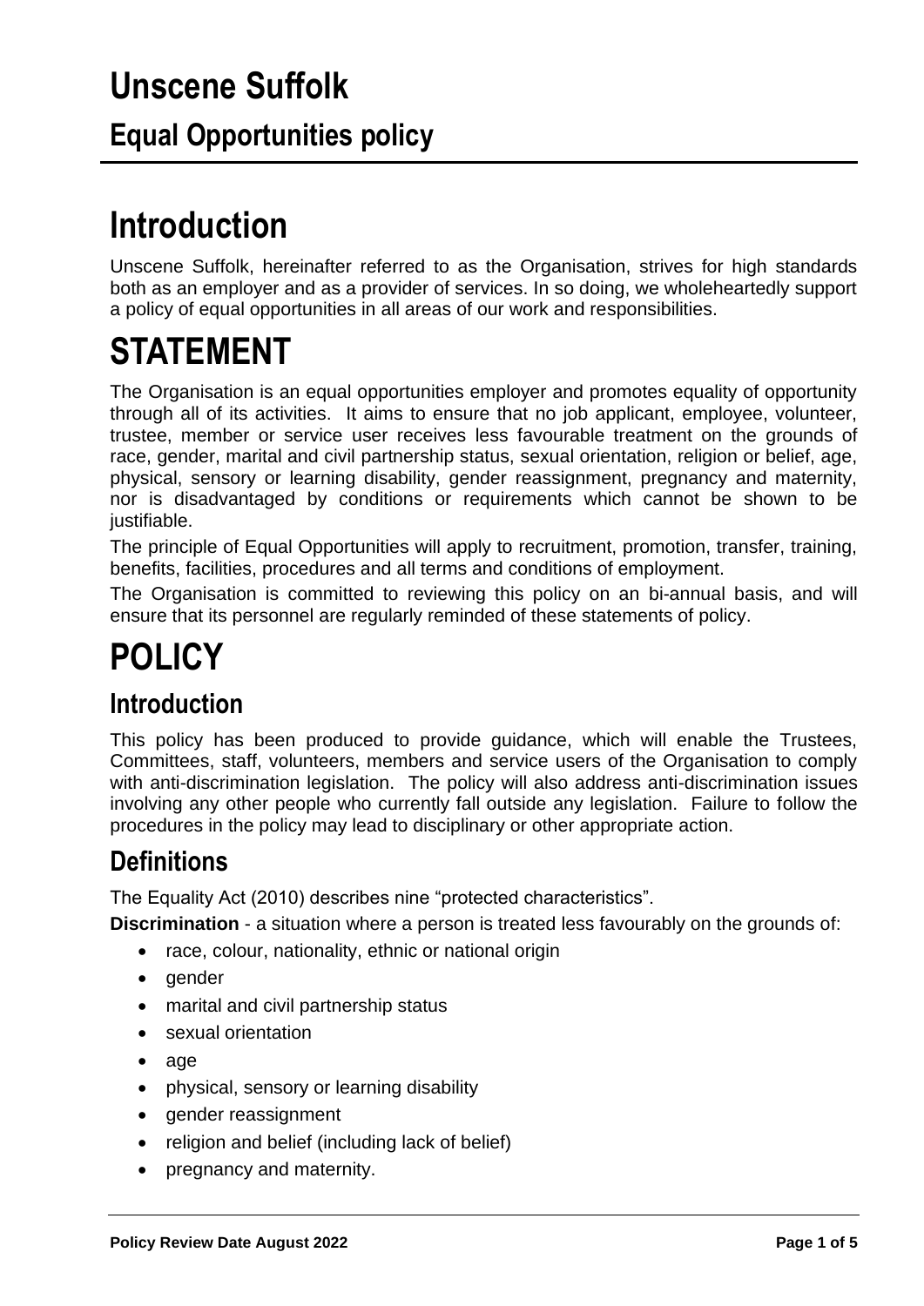# Unscene Suffolk

## Equal Opportunities policy

# Introduction

Unscene Suffolk, hereinafter referred to as the Organisation, strives for high standards both as an employer and as a provider of services. In so doing, we wholeheartedly support a policy of equal opportunities in all areas of our work and responsibilities.

# STATEMENT

The Organisation is an equal opportunities employer and promotes equality of opportunity through all of its activities. It aims to ensure that no job applicant, employee, volunteer, trustee, member or service user receives less favourable treatment on the grounds of race, gender, marital and civil partnership status, sexual orientation, religion or belief, age, physical, sensory or learning disability, gender reassignment, pregnancy and maternity, nor is disadvantaged by conditions or requirements which cannot be shown to be justifiable.

The principle of Equal Opportunities will apply to recruitment, promotion, transfer, training, benefits, facilities, procedures and all terms and conditions of employment.

The Organisation is committed to reviewing this policy on an bi-annual basis, and will ensure that its personnel are regularly reminded of these statements of policy.

# POLICY

## Introduction

This policy has been produced to provide guidance, which will enable the Trustees, Committees, staff, volunteers, members and service users of the Organisation to comply with anti-discrimination legislation. The policy will also address anti-discrimination issues involving any other people who currently fall outside any legislation. Failure to follow the procedures in the policy may lead to disciplinary or other appropriate action.

## Definitions

The Equality Act (2010) describes nine "protected characteristics".

**Discrimination** - a situation where a person is treated less favourably on the grounds of:

- race, colour, nationality, ethnic or national origin
- gender
- marital and civil partnership status
- sexual orientation
- age
- physical, sensory or learning disability
- gender reassignment
- religion and belief (including lack of belief)
- pregnancy and maternity.

Policy Review Date August 2022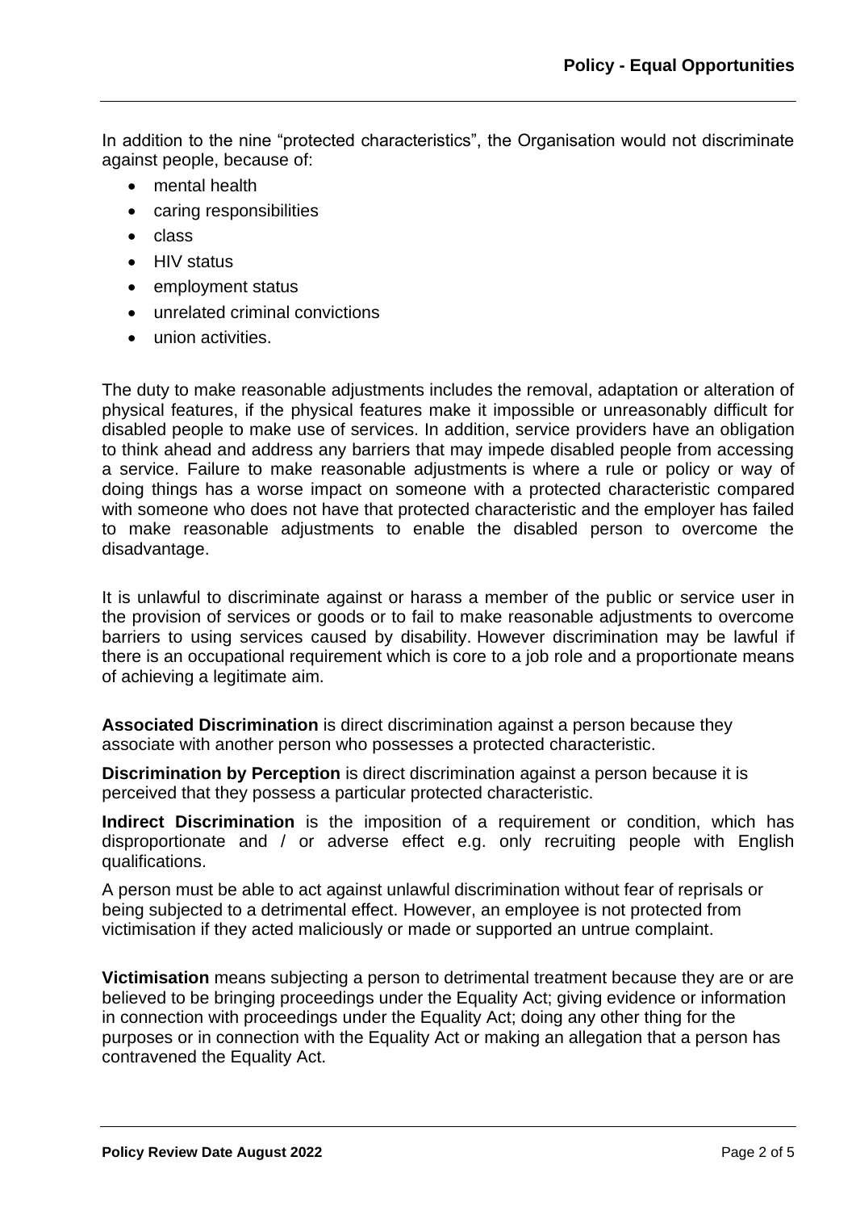In addition to the nine "protected characteristics", the Organisation would not discriminate against people, because of:

- mental health
- caring responsibilities
- class
- HIV status
- employment status
- unrelated criminal convictions
- union activities.

The duty to make reasonable adjustments includes the removal, adaptation or alteration of physical features, if the physical features make it impossible or unreasonably difficult for disabled people to make use of services. In addition, service providers have an obligation to think ahead and address any barriers that may impede disabled people from accessing a service. Failure to make reasonable adjustments is where a rule or policy or way of doing things has a worse impact on someone with a protected characteristic compared with someone who does not have that protected characteristic and the employer has failed to make reasonable adjustments to enable the disabled person to overcome the disadvantage.

It is unlawful to discriminate against or harass a member of the public or service user in the provision of services or goods or to fail to make reasonable adjustments to overcome barriers to using services caused by disability. However discrimination may be lawful if there is an occupational requirement which is core to a job role and a proportionate means of achieving a legitimate aim.

**Associated Discrimination** is direct discrimination against a person because they associate with another person who possesses a protected characteristic.

**Discrimination by Perception** is direct discrimination against a person because it is perceived that they possess a particular protected characteristic.

**Indirect Discrimination** is the imposition of a requirement or condition, which has disproportionate and / or adverse effect e.g. only recruiting people with English qualifications.

A person must be able to act against unlawful discrimination without fear of reprisals or being subjected to a detrimental effect. However, an employee is not protected from victimisation if they acted maliciously or made or supported an untrue complaint.

**Victimisation** means subjecting a person to detrimental treatment because they are or are believed to be bringing proceedings under the Equality Act; giving evidence or information in connection with proceedings under the Equality Act; doing any other thing for the purposes or in connection with the Equality Act or making an allegation that a person has contravened the Equality Act.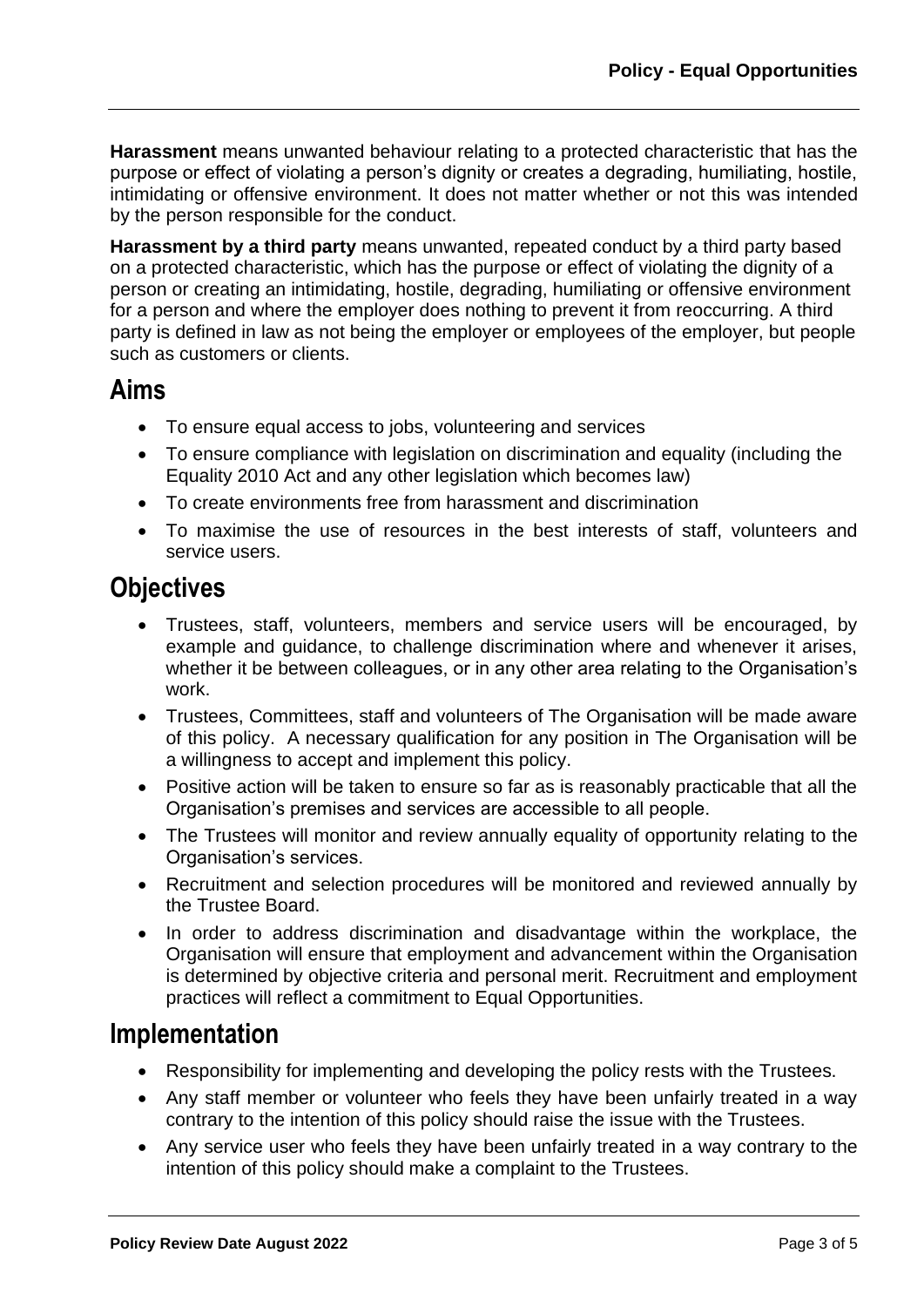**Harassment** means unwanted behaviour relating to a protected characteristic that has the purpose or effect of violating a person's dignity or creates a degrading, humiliating, hostile, intimidating or offensive environment. It does not matter whether or not this was intended by the person responsible for the conduct.

**Harassment by a third party** means unwanted, repeated conduct by a third party based on a protected characteristic, which has the purpose or effect of violating the dignity of a person or creating an intimidating, hostile, degrading, humiliating or offensive environment for a person and where the employer does nothing to prevent it from reoccurring. A third party is defined in law as not being the employer or employees of the employer, but people such as customers or clients.

## Aims

- To ensure equal access to jobs, volunteering and services
- To ensure compliance with legislation on discrimination and equality (including the Equality 2010 Act and any other legislation which becomes law)
- To create environments free from harassment and discrimination
- To maximise the use of resources in the best interests of staff, volunteers and service users.

## Objectives

- Trustees, staff, volunteers, members and service users will be encouraged, by example and guidance, to challenge discrimination where and whenever it arises, whether it be between colleagues, or in any other area relating to the Organisation's work.
- Trustees, Committees, staff and volunteers of The Organisation will be made aware of this policy. A necessary qualification for any position in The Organisation will be a willingness to accept and implement this policy.
- Positive action will be taken to ensure so far as is reasonably practicable that all the Organisation's premises and services are accessible to all people.
- The Trustees will monitor and review annually equality of opportunity relating to the Organisation's services.
- Recruitment and selection procedures will be monitored and reviewed annually by the Trustee Board.
- In order to address discrimination and disadvantage within the workplace, the Organisation will ensure that employment and advancement within the Organisation is determined by objective criteria and personal merit. Recruitment and employment practices will reflect a commitment to Equal Opportunities.

## Implementation

- Responsibility for implementing and developing the policy rests with the Trustees.
- Any staff member or volunteer who feels they have been unfairly treated in a way contrary to the intention of this policy should raise the issue with the Trustees.
- Any service user who feels they have been unfairly treated in a way contrary to the intention of this policy should make a complaint to the Trustees.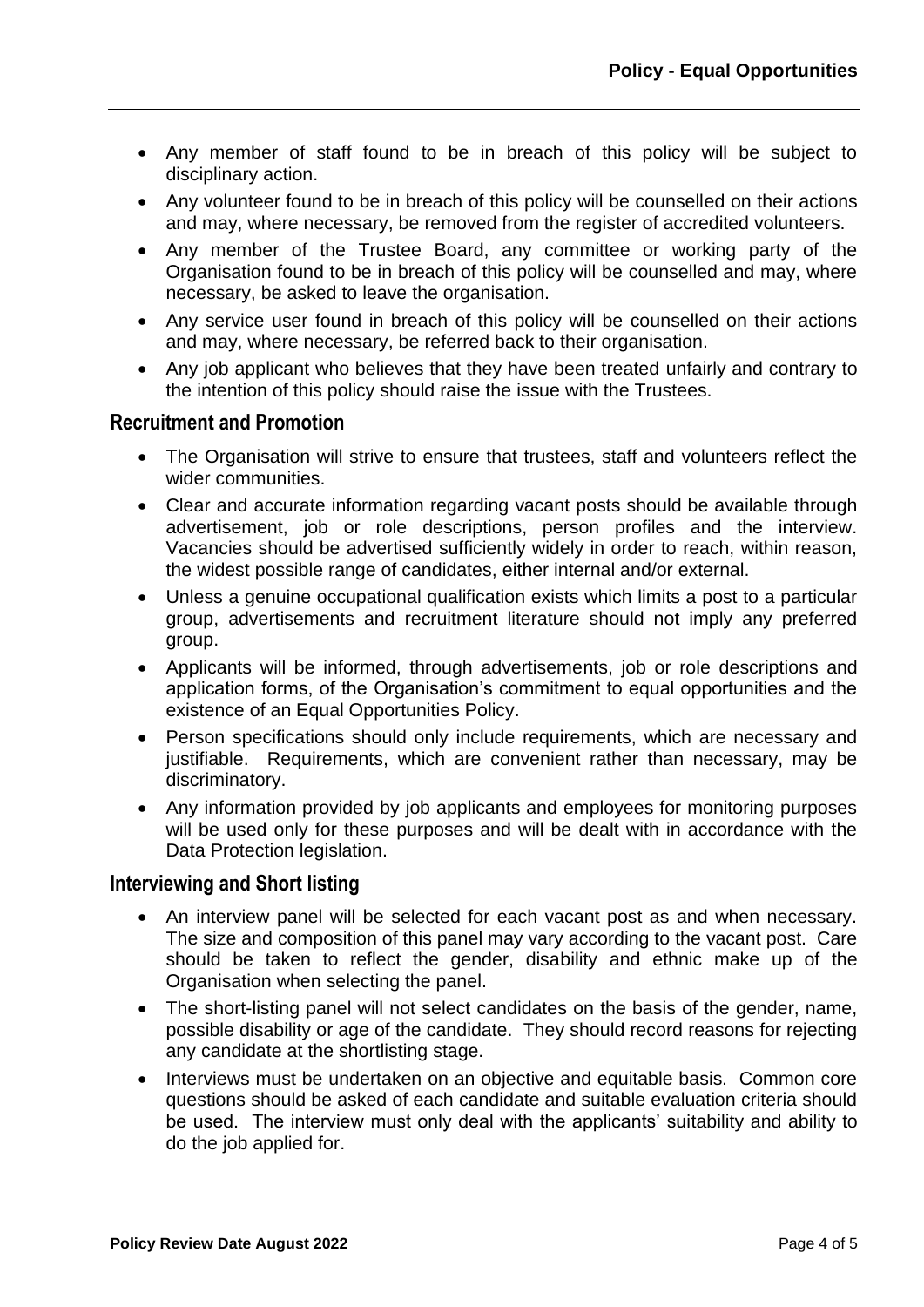- Any member of staff found to be in breach of this policy will be subject to disciplinary action.
- Any volunteer found to be in breach of this policy will be counselled on their actions and may, where necessary, be removed from the register of accredited volunteers.
- Any member of the Trustee Board, any committee or working party of the Organisation found to be in breach of this policy will be counselled and may, where necessary, be asked to leave the organisation.
- Any service user found in breach of this policy will be counselled on their actions and may, where necessary, be referred back to their organisation.
- Any job applicant who believes that they have been treated unfairly and contrary to the intention of this policy should raise the issue with the Trustees.

## Recruitment and Promotion

- The Organisation will strive to ensure that trustees, staff and volunteers reflect the wider communities.
- Clear and accurate information regarding vacant posts should be available through advertisement, job or role descriptions, person profiles and the interview. Vacancies should be advertised sufficiently widely in order to reach, within reason, the widest possible range of candidates, either internal and/or external.
- Unless a genuine occupational qualification exists which limits a post to a particular group, advertisements and recruitment literature should not imply any preferred group.
- Applicants will be informed, through advertisements, job or role descriptions and application forms, of the Organisation's commitment to equal opportunities and the existence of an Equal Opportunities Policy.
- Person specifications should only include requirements, which are necessary and justifiable. Requirements, which are convenient rather than necessary, may be discriminatory.
- Any information provided by job applicants and employees for monitoring purposes will be used only for these purposes and will be dealt with in accordance with the Data Protection legislation.

## Interviewing and Short listing

- An interview panel will be selected for each vacant post as and when necessary. The size and composition of this panel may vary according to the vacant post. Care should be taken to reflect the gender, disability and ethnic make up of the Organisation when selecting the panel.
- The short-listing panel will not select candidates on the basis of the gender, name, possible disability or age of the candidate. They should record reasons for rejecting any candidate at the shortlisting stage.
- Interviews must be undertaken on an objective and equitable basis. Common core questions should be asked of each candidate and suitable evaluation criteria should be used. The interview must only deal with the applicants' suitability and ability to do the job applied for.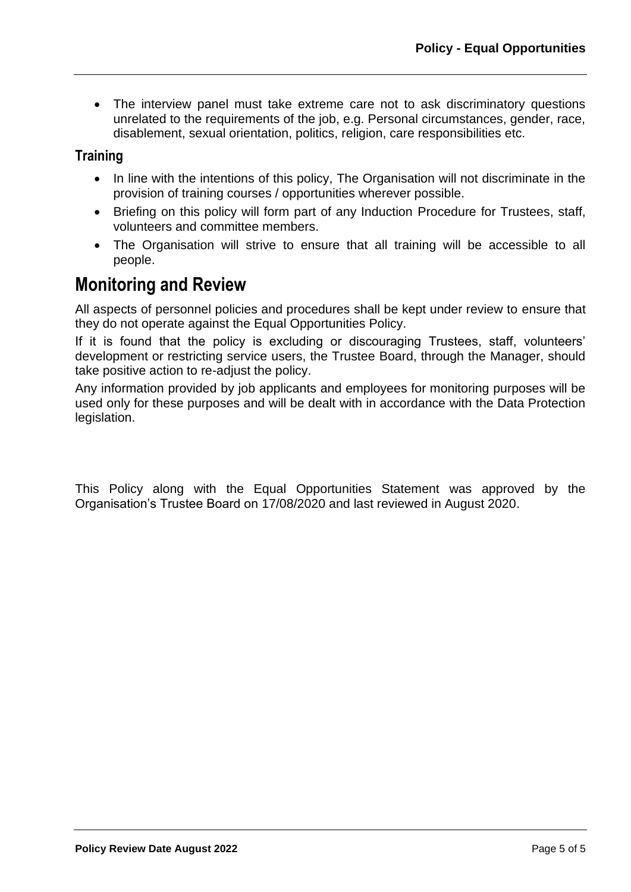- The interview panel must take extreme care not to ask discriminatory questions unrelated to the requirements of the job, e.g. Personal circumstances, gender, race, disablement, sexual orientation, politics, religion, care responsibilities etc.

### Training

- In line with the intentions of this policy, The Organisation will not discriminate in the provision of training courses / opportunities wherever possible.
- Briefing on this policy will form part of any Induction Procedure for Trustees, staff, volunteers and committee members.
- The Organisation will strive to ensure that all training will be accessible to all people.

## Monitoring and Review

All aspects of personnel policies and procedures shall be kept under review to ensure that they do not operate against the Equal Opportunities Policy.

If it is found that the policy is excluding or discouraging Trustees, staff, volunteers' development or restricting service users, the Trustee Board, through the Manager, should take positive action to re-adjust the policy.

Any information provided by job applicants and employees for monitoring purposes will be used only for these purposes and will be dealt with in accordance with the Data Protection legislation.

This Policy along with the Equal Opportunities Statement was approved by the Organisation's Trustee Board on 17/08/2020 and last reviewed in August 2020.